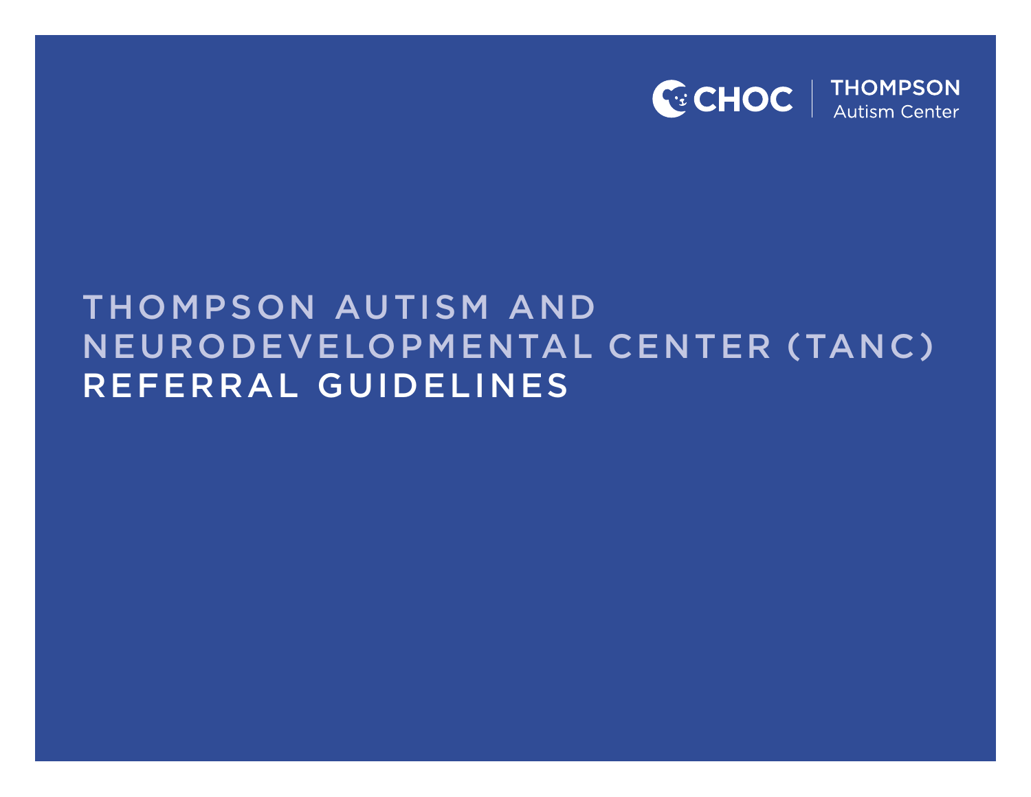CHOC | THOMPSON Autism Center

# THOMPSON AUTISM AND NEURODEVELOPMENTAL CENTER (TANC) REFERRAL GUIDELINES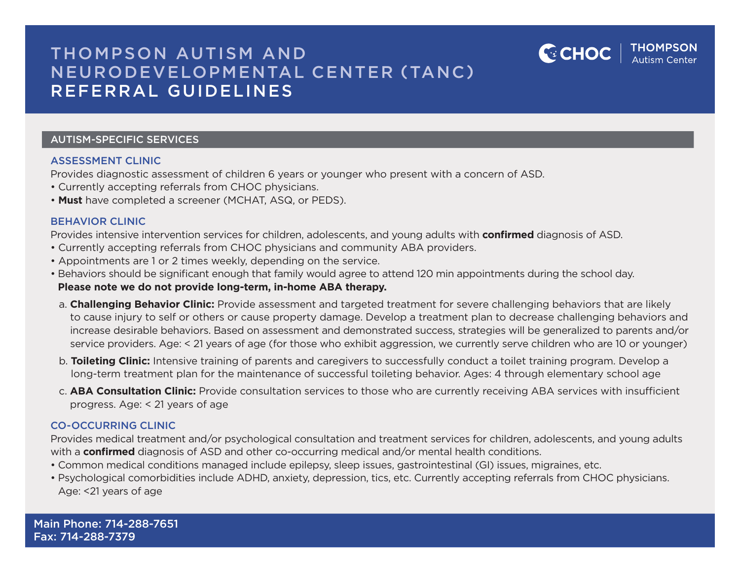# THOMPSON AUTISM AND NEURODEVELOPMENTAL CENTER (TANC) REFERRAL GUIDELINES

CHOC | THOMPSON Autism Center

## AUTISM-SPECIFIC SERVICES

### ASSESSMENT CLINIC

Provides diagnostic assessment of children 6 years or younger who present with a concern of ASD.

- Currently accepting referrals from CHOC physicians.
- **Must** have completed a screener (MCHAT, ASQ, or PEDS).

### BEHAVIOR CLINIC

Provides intensive intervention services for children, adolescents, and young adults with **confirmed** diagnosis of ASD.

- Currently accepting referrals from CHOC physicians and community ABA providers.
- Appointments are 1 or 2 times weekly, depending on the service.
- Behaviors should be significant enough that family would agree to attend 120 min appointments during the school day. **Please note we do not provide long-term, in-home ABA therapy.**

a. **Challenging Behavior Clinic:** Provide assessment and targeted treatment for severe challenging behaviors that are likely to cause injury to self or others or cause property damage. Develop a treatment plan to decrease challenging behaviors and increase desirable behaviors. Based on assessment and demonstrated success, strategies will be generalized to parents and/or service providers. Age: < 21 years of age (for those who exhibit aggression, we currently serve children who are 10 or younger)

b. **Toileting Clinic:** Intensive training of parents and caregivers to successfully conduct a toilet training program. Develop a long-term treatment plan for the maintenance of successful toileting behavior. Ages: 4 through elementary school age

c. **ABA Consultation Clinic:** Provide consultation services to those who are currently receiving ABA services with insufficient progress. Age: < 21 years of age

### CO-OCCURRING CLINIC

Provides medical treatment and/or psychological consultation and treatment services for children, adolescents, and young adults with a **confirmed** diagnosis of ASD and other co-occurring medical and/or mental health conditions.

- Common medical conditions managed include epilepsy, sleep issues, gastrointestinal (GI) issues, migraines, etc.
- Psychological comorbidities include ADHD, anxiety, depression, tics, etc. Currently accepting referrals from CHOC physicians. Age: <21 years of age

Main Phone: 714-288-7651
Fax: 714-288-7379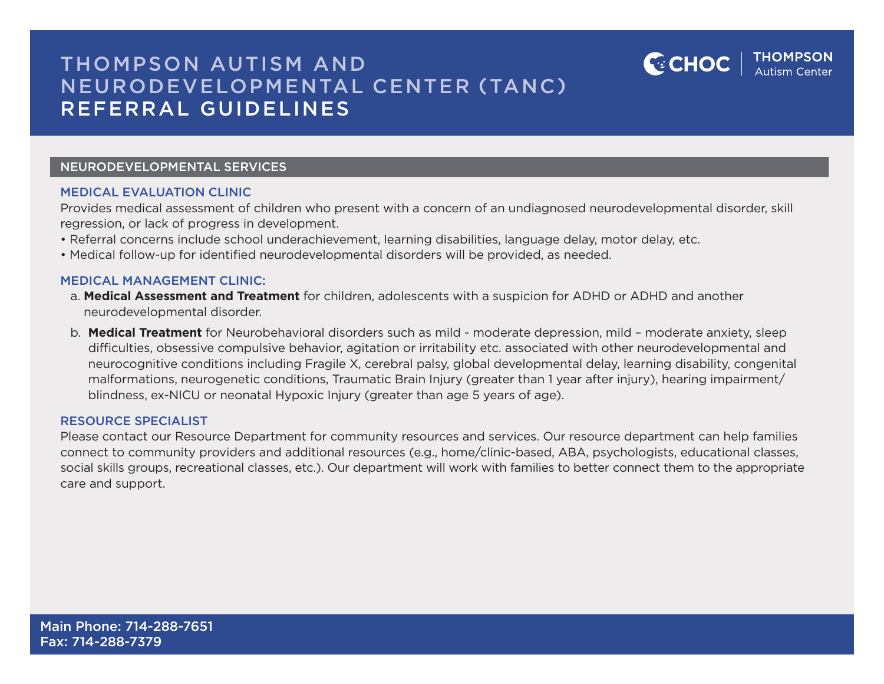# THOMPSON AUTISM AND NEURODEVELOPMENTAL CENTER (TANC) REFERRAL GUIDELINES

CHOC | THOMPSON Autism Center

## NEURODEVELOPMENTAL SERVICES

### MEDICAL EVALUATION CLINIC

Provides medical assessment of children who present with a concern of an undiagnosed neurodevelopmental disorder, skill regression, or lack of progress in development.

- Referral concerns include school underachievement, learning disabilities, language delay, motor delay, etc.
- Medical follow-up for identified neurodevelopmental disorders will be provided, as needed.

### MEDICAL MANAGEMENT CLINIC:

a. **Medical Assessment and Treatment** for children, adolescents with a suspicion for ADHD or ADHD and another neurodevelopmental disorder.

b. **Medical Treatment** for Neurobehavioral disorders such as mild - moderate depression, mild – moderate anxiety, sleep difficulties, obsessive compulsive behavior, agitation or irritability etc. associated with other neurodevelopmental and neurocognitive conditions including Fragile X, cerebral palsy, global developmental delay, learning disability, congenital malformations, neurogenetic conditions, Traumatic Brain Injury (greater than 1 year after injury), hearing impairment/ blindness, ex-NICU or neonatal Hypoxic Injury (greater than age 5 years of age).

### RESOURCE SPECIALIST

Please contact our Resource Department for community resources and services. Our resource department can help families connect to community providers and additional resources (e.g., home/clinic-based, ABA, psychologists, educational classes, social skills groups, recreational classes, etc.). Our department will work with families to better connect them to the appropriate care and support.

**Main Phone: 714-288-7651**
**Fax: 714-288-7379**